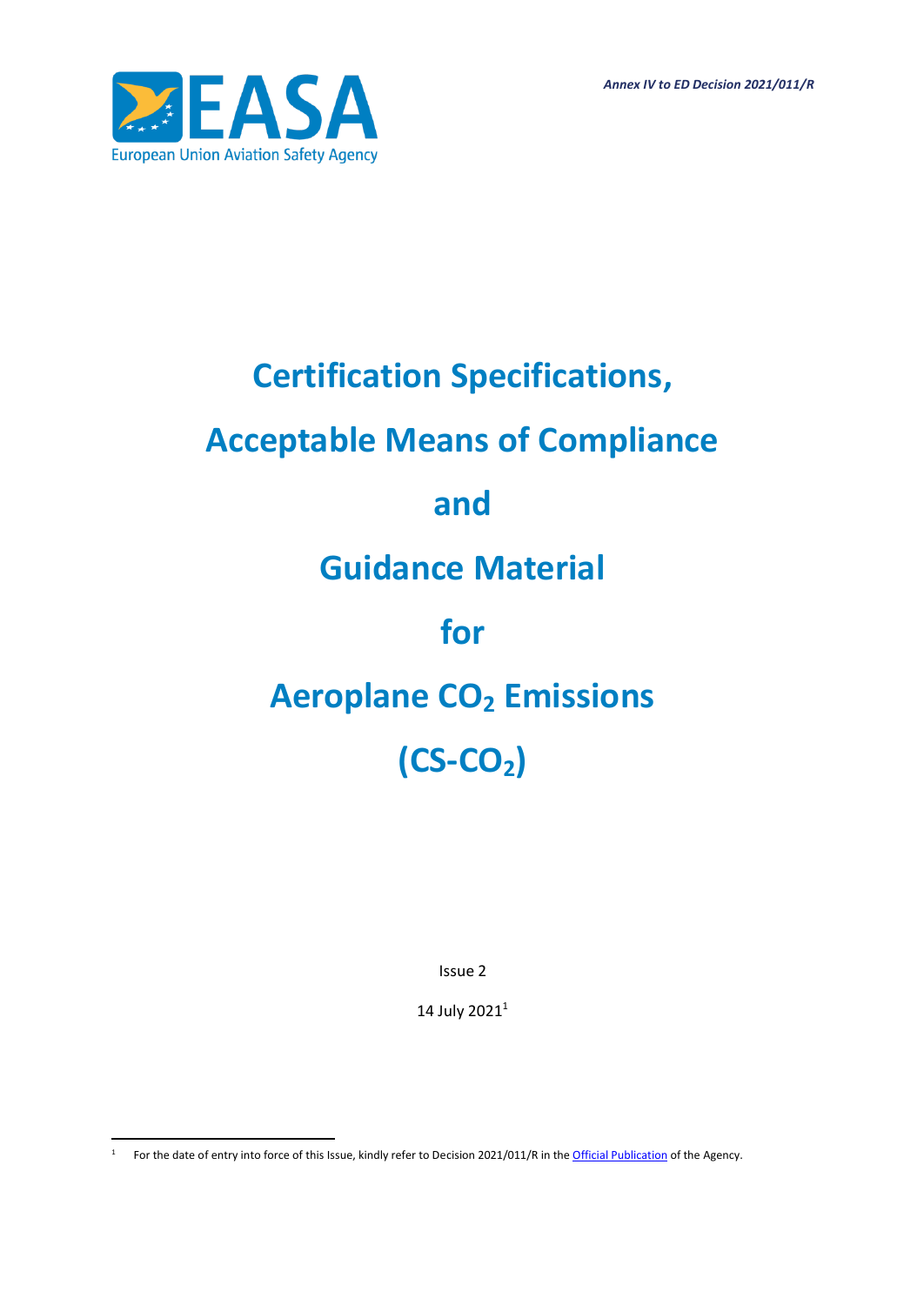*Annex IV to ED Decision 2021/011/R*

European Union Aviation Safety Agency

# Certification Specifications, Acceptable Means of Compliance and Guidance Material for Aeroplane $CO_2$ Emissions ($CS\text{-}CO_2$)

Issue 2

14 July 2021[1]

[1] For the date of entry into force of this Issue, kindly refer to Decision 2021/011/R in the Official Publication of the Agency.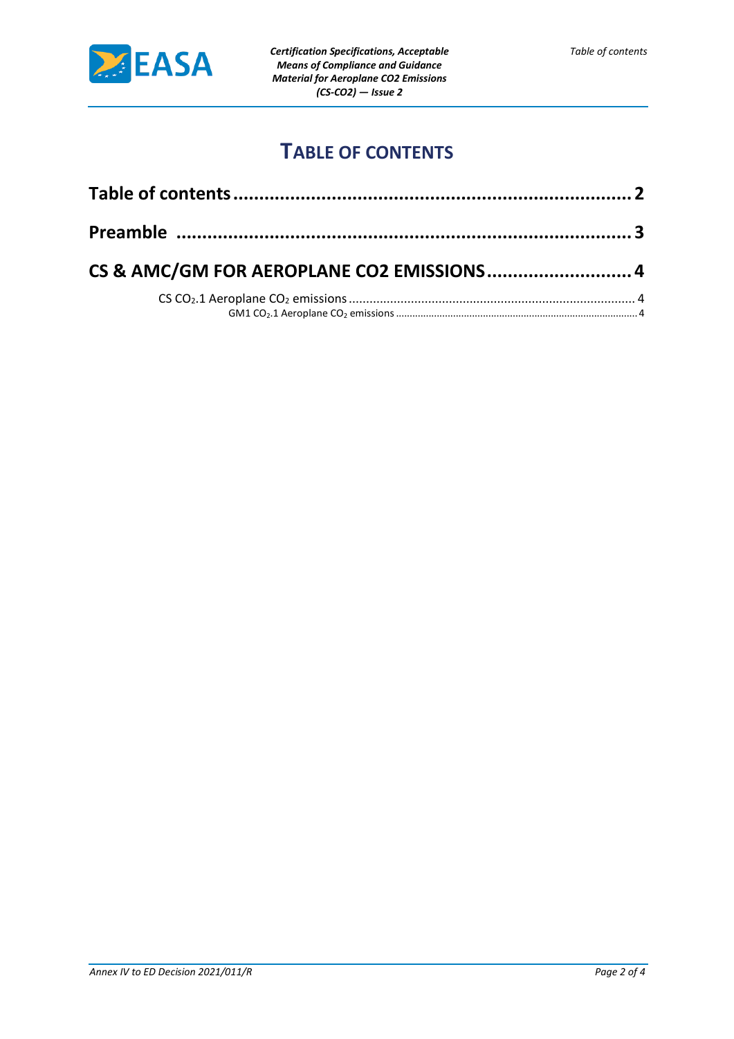# TABLE OF CONTENTS

**Table of contents .......................................................................... 2**

**Preamble .......................................................................... 3**

**CS & AMC/GM FOR AEROPLANE CO2 EMISSIONS .......................... 4**

CS $CO_2$.1 Aeroplane $CO_2$ emissions .......................................................................... 4

GM1 $CO_2$.1 Aeroplane $CO_2$ emissions .......................................................................... 4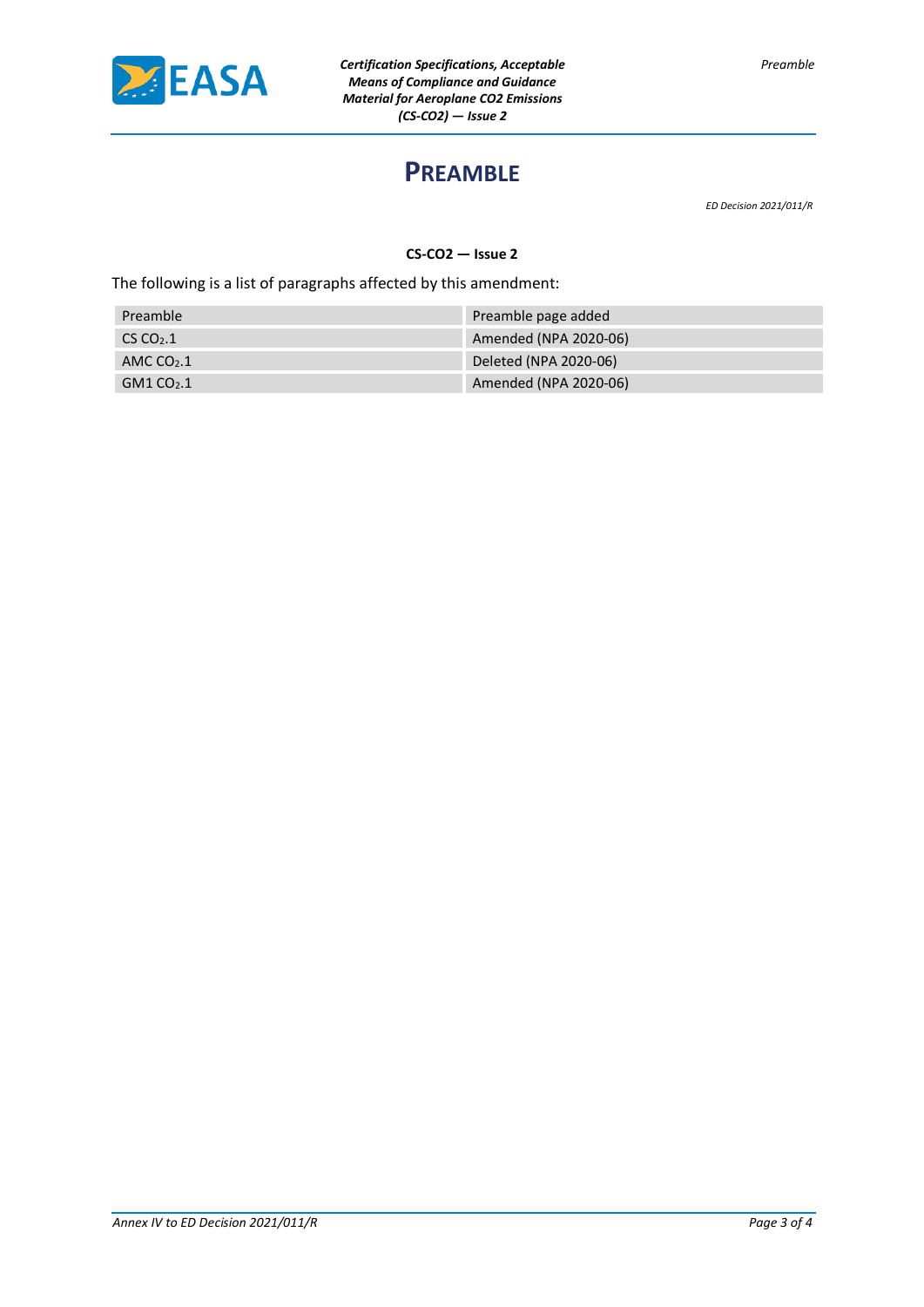# PREAMBLE

*ED Decision 2021/011/R*

**CS-CO2 — Issue 2**

The following is a list of paragraphs affected by this amendment:

| | |
|---|---|
| Preamble | Preamble page added |
| CS $CO_2$.1 | Amended (NPA 2020-06) |
| AMC $CO_2$.1 | Deleted (NPA 2020-06) |
| GM1 $CO_2$.1 | Amended (NPA 2020-06) |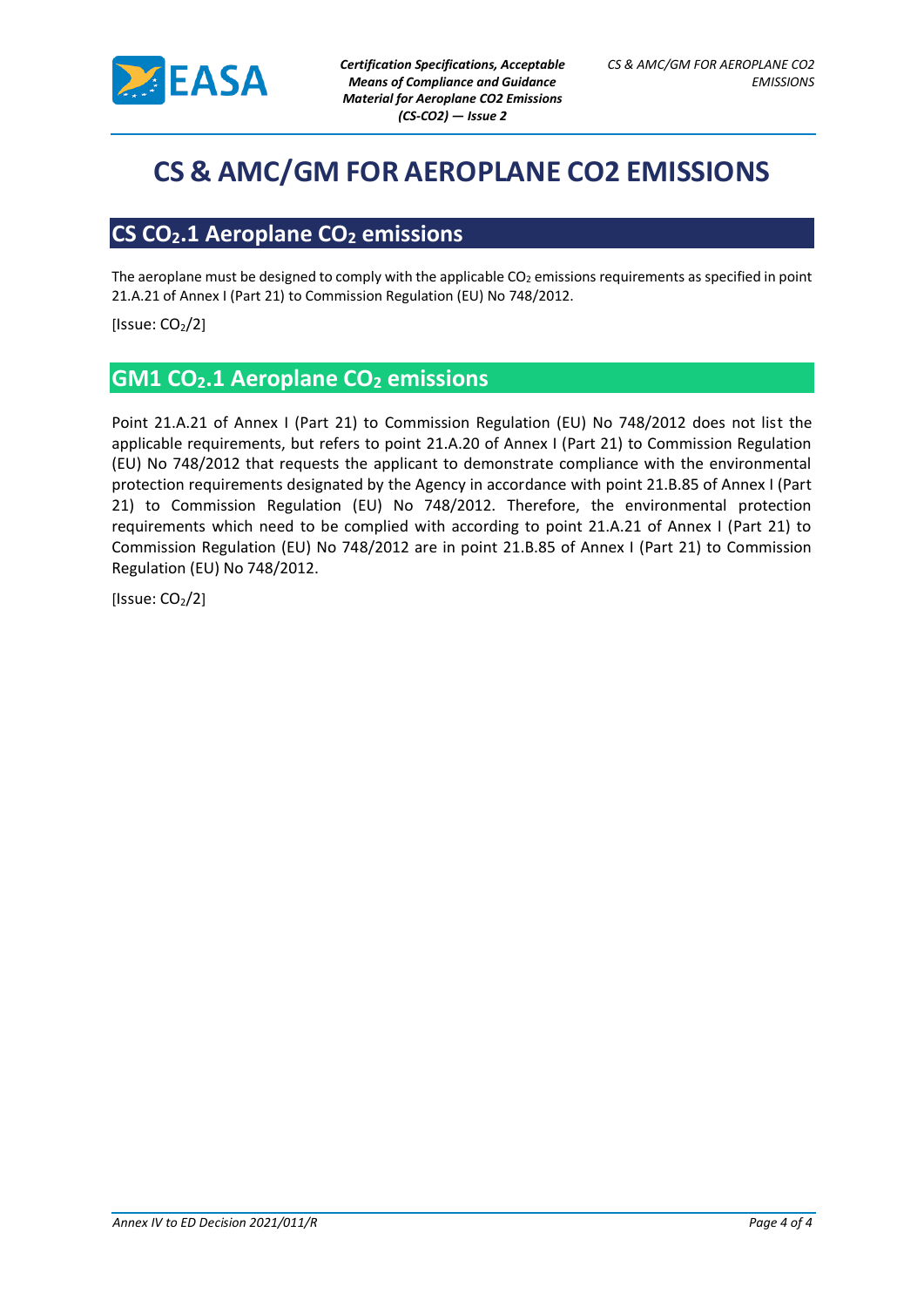# CS & AMC/GM FOR AEROPLANE CO2 EMISSIONS

## CS $CO_2$.1 Aeroplane $CO_2$ emissions

The aeroplane must be designed to comply with the applicable $CO_2$ emissions requirements as specified in point 21.A.21 of Annex I (Part 21) to Commission Regulation (EU) No 748/2012.

[Issue: $CO_2$/2]

## GM1 $CO_2$.1 Aeroplane $CO_2$ emissions

Point 21.A.21 of Annex I (Part 21) to Commission Regulation (EU) No 748/2012 does not list the applicable requirements, but refers to point 21.A.20 of Annex I (Part 21) to Commission Regulation (EU) No 748/2012 that requests the applicant to demonstrate compliance with the environmental protection requirements designated by the Agency in accordance with point 21.B.85 of Annex I (Part 21) to Commission Regulation (EU) No 748/2012. Therefore, the environmental protection requirements which need to be complied with according to point 21.A.21 of Annex I (Part 21) to Commission Regulation (EU) No 748/2012 are in point 21.B.85 of Annex I (Part 21) to Commission Regulation (EU) No 748/2012.

[Issue: $CO_2$/2]